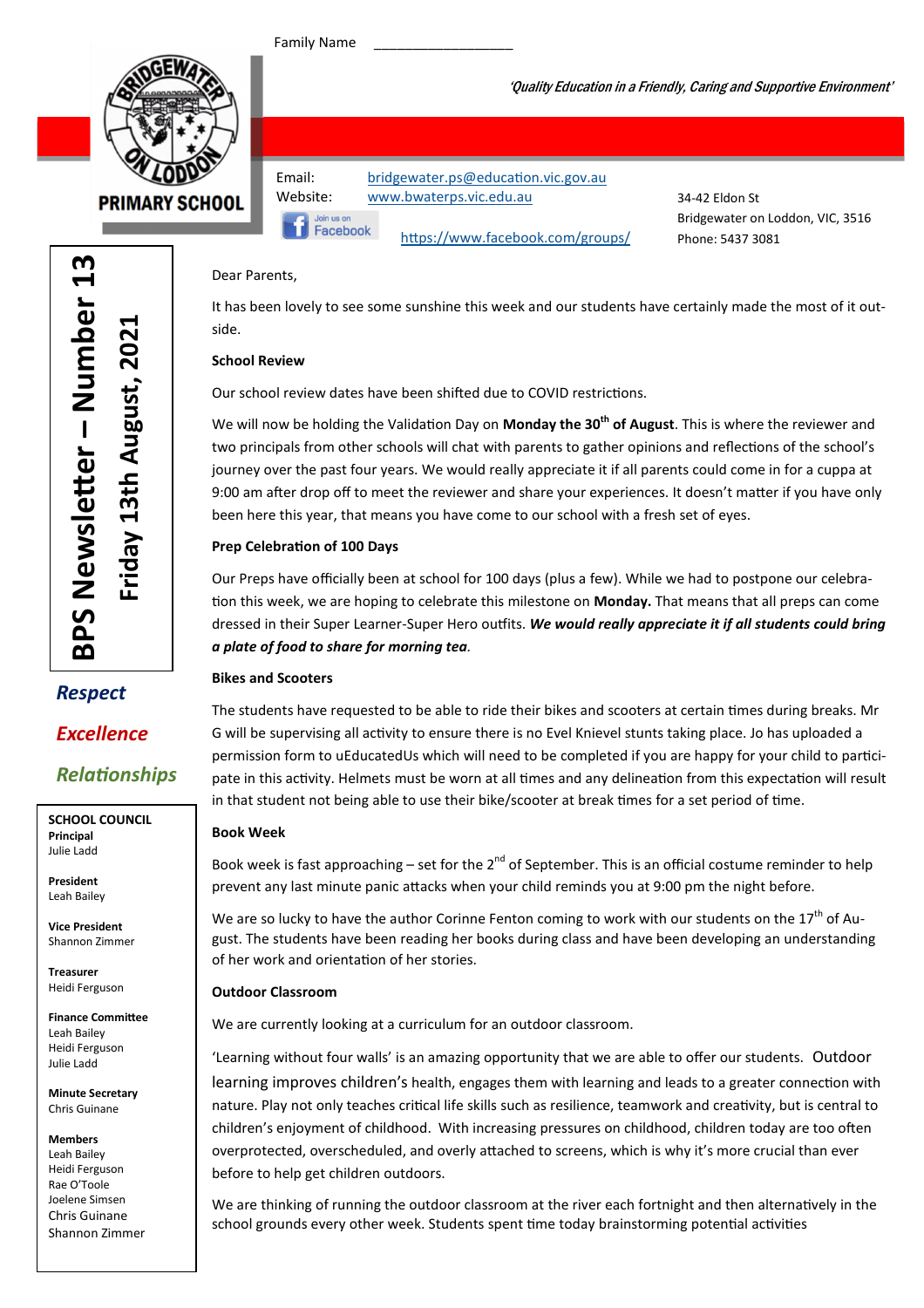Family Name ___________________

*'Quality Education in a Friendly, Caring and Supportive Environment'*

PRIMARY SCHOOL

Email: bridgewater.ps@education.vic.gov.au
Website: www.bwaterps.vic.edu.au
Join us on Facebook https://www.facebook.com/groups/

34-42 Eldon St
Bridgewater on Loddon, VIC, 3516
Phone: 5437 3081

# BPS Newsletter – Number 13

## Friday 13th August, 2021

***Respect***

***Excellence***

***Relationships***

**SCHOOL COUNCIL**

**Principal**
Julie Ladd

**President**
Leah Bailey

**Vice President**
Shannon Zimmer

**Treasurer**
Heidi Ferguson

**Finance Committee**
Leah Bailey
Heidi Ferguson
Julie Ladd

**Minute Secretary**
Chris Guinane

**Members**
Leah Bailey
Heidi Ferguson
Rae O'Toole
Joelene Simsen
Chris Guinane
Shannon Zimmer

Dear Parents,

It has been lovely to see some sunshine this week and our students have certainly made the most of it outside.

**School Review**

Our school review dates have been shifted due to COVID restrictions.

We will now be holding the Validation Day on **Monday the 30th of August**. This is where the reviewer and two principals from other schools will chat with parents to gather opinions and reflections of the school's journey over the past four years. We would really appreciate it if all parents could come in for a cuppa at 9:00 am after drop off to meet the reviewer and share your experiences. It doesn't matter if you have only been here this year, that means you have come to our school with a fresh set of eyes.

**Prep Celebration of 100 Days**

Our Preps have officially been at school for 100 days (plus a few). While we had to postpone our celebration this week, we are hoping to celebrate this milestone on **Monday.** That means that all preps can come dressed in their Super Learner-Super Hero outfits. ***We would really appreciate it if all students could bring a plate of food to share for morning tea***.

**Bikes and Scooters**

The students have requested to be able to ride their bikes and scooters at certain times during breaks. Mr G will be supervising all activity to ensure there is no Evel Knievel stunts taking place. Jo has uploaded a permission form to uEducatedUs which will need to be completed if you are happy for your child to participate in this activity. Helmets must be worn at all times and any delineation from this expectation will result in that student not being able to use their bike/scooter at break times for a set period of time.

**Book Week**

Book week is fast approaching – set for the 2nd of September. This is an official costume reminder to help prevent any last minute panic attacks when your child reminds you at 9:00 pm the night before.

We are so lucky to have the author Corinne Fenton coming to work with our students on the 17th of August. The students have been reading her books during class and have been developing an understanding of her work and orientation of her stories.

**Outdoor Classroom**

We are currently looking at a curriculum for an outdoor classroom.

'Learning without four walls' is an amazing opportunity that we are able to offer our students. Outdoor learning improves children's health, engages them with learning and leads to a greater connection with nature. Play not only teaches critical life skills such as resilience, teamwork and creativity, but is central to children's enjoyment of childhood. With increasing pressures on childhood, children today are too often overprotected, overscheduled, and overly attached to screens, which is why it's more crucial than ever before to help get children outdoors.

We are thinking of running the outdoor classroom at the river each fortnight and then alternatively in the school grounds every other week. Students spent time today brainstorming potential activities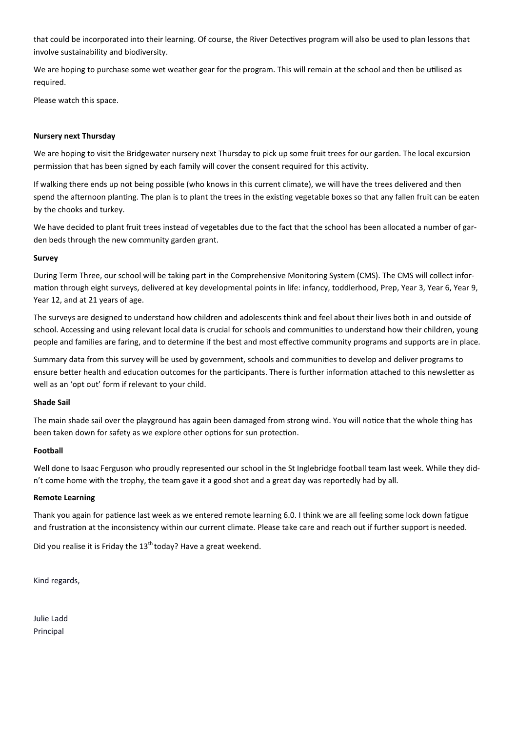that could be incorporated into their learning. Of course, the River Detectives program will also be used to plan lessons that involve sustainability and biodiversity.

We are hoping to purchase some wet weather gear for the program. This will remain at the school and then be utilised as required.

Please watch this space.

**Nursery next Thursday**

We are hoping to visit the Bridgewater nursery next Thursday to pick up some fruit trees for our garden. The local excursion permission that has been signed by each family will cover the consent required for this activity.

If walking there ends up not being possible (who knows in this current climate), we will have the trees delivered and then spend the afternoon planting. The plan is to plant the trees in the existing vegetable boxes so that any fallen fruit can be eaten by the chooks and turkey.

We have decided to plant fruit trees instead of vegetables due to the fact that the school has been allocated a number of garden beds through the new community garden grant.

**Survey**

During Term Three, our school will be taking part in the Comprehensive Monitoring System (CMS). The CMS will collect information through eight surveys, delivered at key developmental points in life: infancy, toddlerhood, Prep, Year 3, Year 6, Year 9, Year 12, and at 21 years of age.

The surveys are designed to understand how children and adolescents think and feel about their lives both in and outside of school. Accessing and using relevant local data is crucial for schools and communities to understand how their children, young people and families are faring, and to determine if the best and most effective community programs and supports are in place.

Summary data from this survey will be used by government, schools and communities to develop and deliver programs to ensure better health and education outcomes for the participants. There is further information attached to this newsletter as well as an 'opt out' form if relevant to your child.

**Shade Sail**

The main shade sail over the playground has again been damaged from strong wind. You will notice that the whole thing has been taken down for safety as we explore other options for sun protection.

**Football**

Well done to Isaac Ferguson who proudly represented our school in the St Inglebridge football team last week. While they didn't come home with the trophy, the team gave it a good shot and a great day was reportedly had by all.

**Remote Learning**

Thank you again for patience last week as we entered remote learning 6.0. I think we are all feeling some lock down fatigue and frustration at the inconsistency within our current climate. Please take care and reach out if further support is needed.

Did you realise it is Friday the 13th today? Have a great weekend.

Kind regards,

Julie Ladd
Principal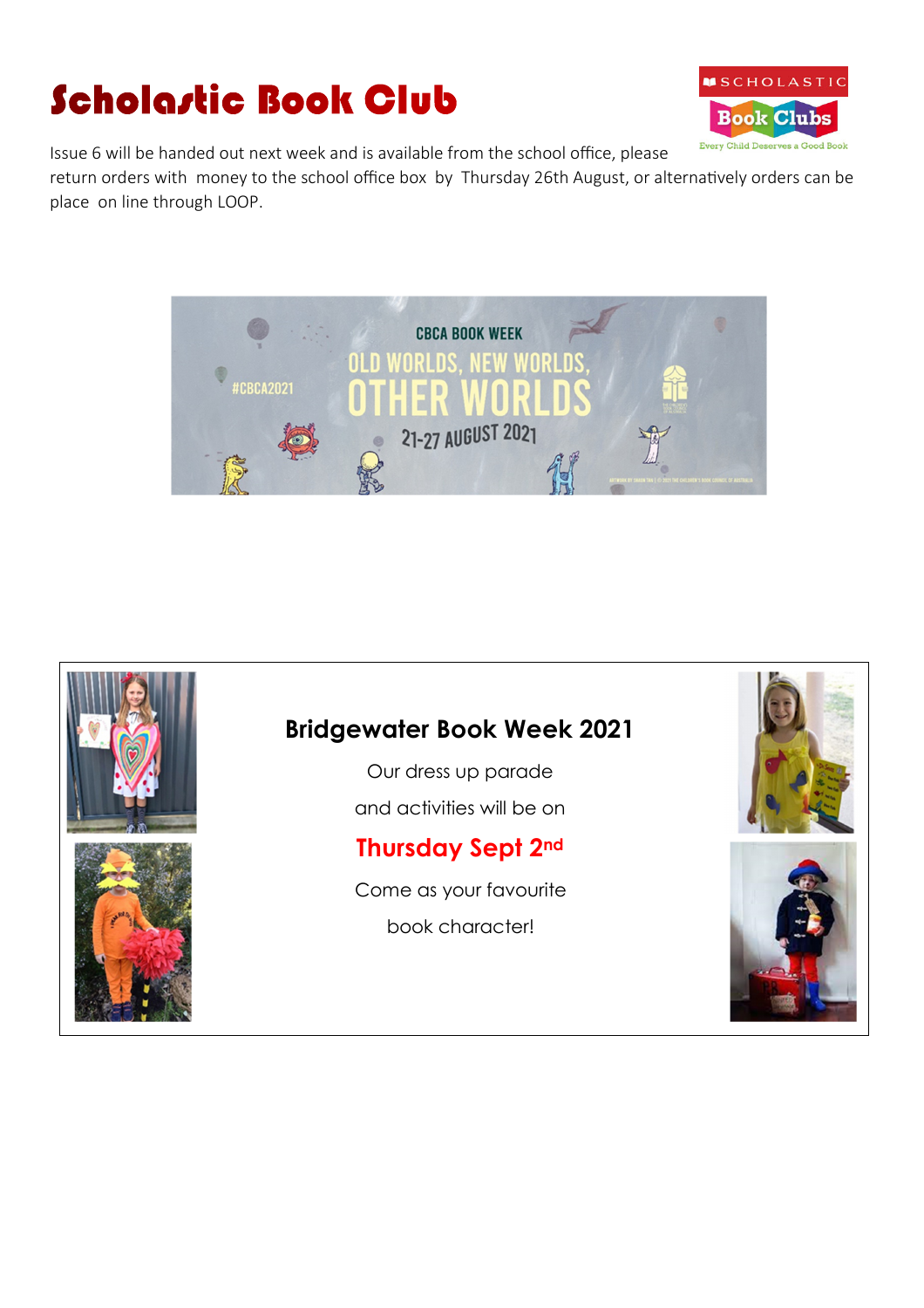# Scholastic Book Club

Issue 6 will be handed out next week and is available from the school office, please return orders with money to the school office box by Thursday 26th August, or alternatively orders can be place on line through LOOP.

CBCA BOOK WEEK

OLD WORLDS, NEW WORLDS, OTHER WORLDS

21-27 AUGUST 2021

#CBCA2021

## Bridgewater Book Week 2021

Our dress up parade

and activities will be on

**Thursday Sept 2nd**

Come as your favourite

book character!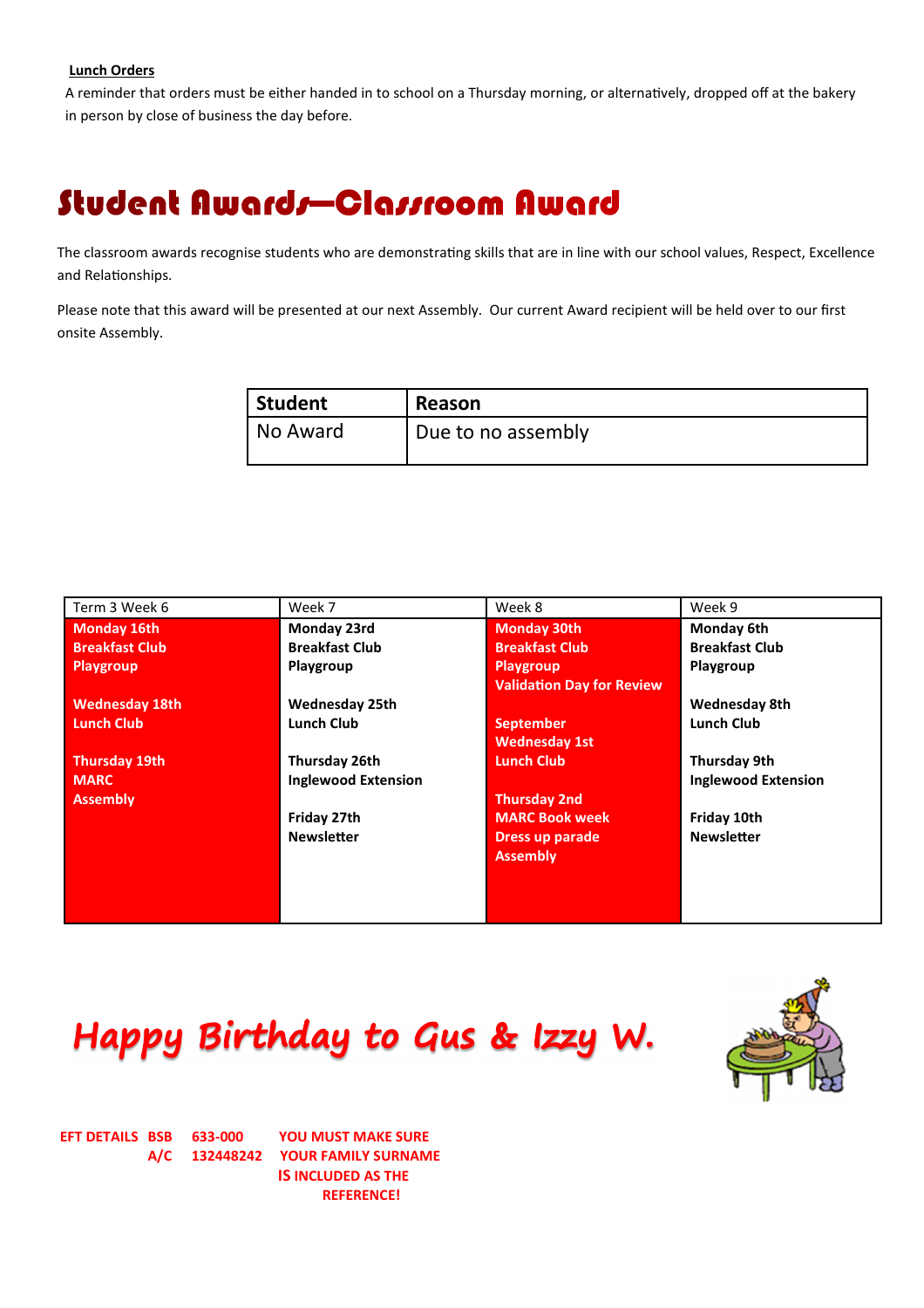**Lunch Orders**

A reminder that orders must be either handed in to school on a Thursday morning, or alternatively, dropped off at the bakery in person by close of business the day before.

# Student Awards—Classroom Award

The classroom awards recognise students who are demonstrating skills that are in line with our school values, Respect, Excellence and Relationships.

Please note that this award will be presented at our next Assembly. Our current Award recipient will be held over to our first onsite Assembly.

| Student | Reason |
|---|---|
| No Award | Due to no assembly |

| Term 3 Week 6 | Week 7 | Week 8 | Week 9 |
|---|---|---|---|
| **Monday 16th**<br>**Breakfast Club**<br>**Playgroup**<br><br>**Wednesday 18th**<br>**Lunch Club**<br><br>**Thursday 19th**<br>**MARC**<br>**Assembly** | **Monday 23rd**<br>**Breakfast Club**<br>**Playgroup**<br><br>**Wednesday 25th**<br>**Lunch Club**<br><br>**Thursday 26th**<br>**Inglewood Extension**<br><br>**Friday 27th**<br>**Newsletter** | **Monday 30th**<br>**Breakfast Club**<br>**Playgroup**<br>**Validation Day for Review**<br><br>**September**<br>**Wednesday 1st**<br>**Lunch Club**<br><br>**Thursday 2nd**<br>**MARC Book week**<br>**Dress up parade**<br>**Assembly** | **Monday 6th**<br>**Breakfast Club**<br>**Playgroup**<br><br>**Wednesday 8th**<br>**Lunch Club**<br><br>**Thursday 9th**<br>**Inglewood Extension**<br><br>**Friday 10th**<br>**Newsletter** |

## Happy Birthday to Gus & Izzy W.

**EFT DETAILS BSB 633-000**
**A/C 132448242**

**YOU MUST MAKE SURE YOUR FAMILY SURNAME IS INCLUDED AS THE REFERENCE!**